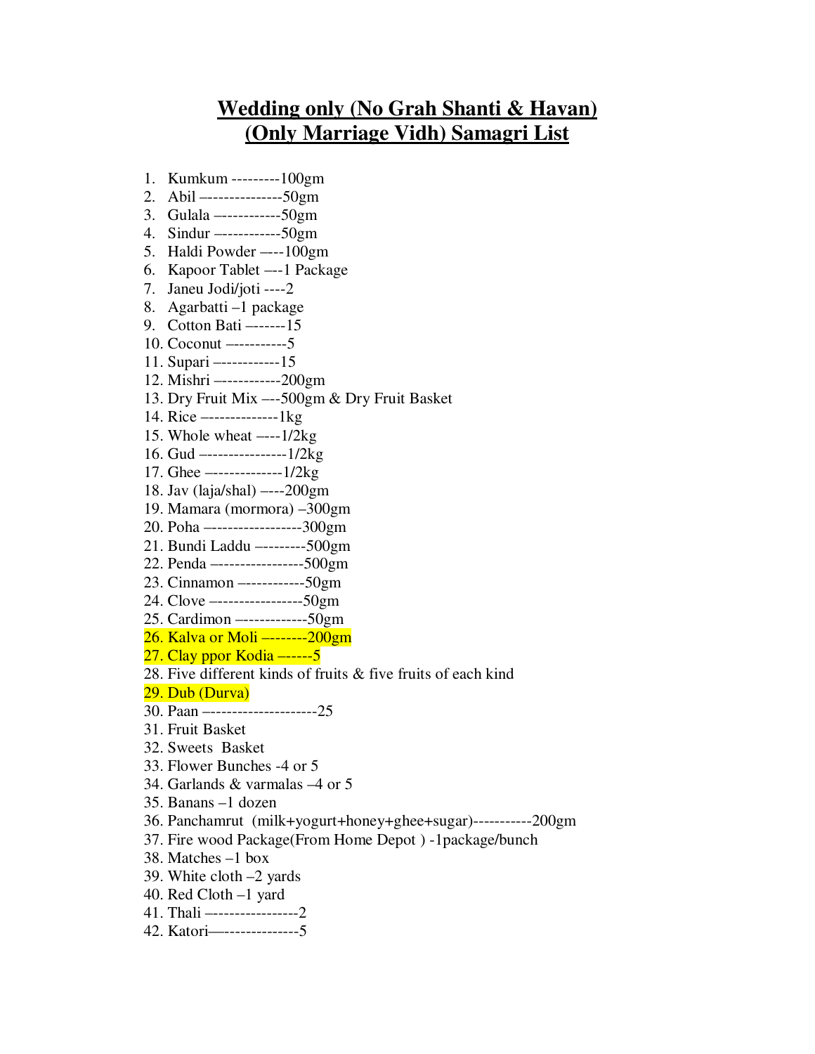# Wedding only (No Grah Shanti & Havan)
# (Only Marriage Vidh) Samagri List

1. Kumkum ---------100gm
2. Abil –--------------50gm
3. Gulala –-----------50gm
4. Sindur –-----------50gm
5. Haldi Powder –---100gm
6. Kapoor Tablet –--1 Package
7. Janeu Jodi/joti ----2
8. Agarbatti –1 package
9. Cotton Bati –------15
10. Coconut –----------5
11. Supari –-----------15
12. Mishri –-----------200gm
13. Dry Fruit Mix –--500gm & Dry Fruit Basket
14. Rice –-------------1kg
15. Whole wheat –---1/2kg
16. Gud –---------------1/2kg
17. Ghee –-------------1/2kg
18. Jav (laja/shal) –---200gm
19. Mamara (mormora) –300gm
20. Poha –-----------------300gm
21. Bundi Laddu –--------500gm
22. Penda –----------------500gm
23. Cinnamon –-----------50gm
24. Clove –----------------50gm
25. Cardimon –------------50gm
26. Kalva or Moli –-------200gm
27. Clay ppor Kodia –-----5
28. Five different kinds of fruits & five fruits of each kind
29. Dub (Durva)
30. Paan –-------------------25
31. Fruit Basket
32. Sweets Basket
33. Flower Bunches -4 or 5
34. Garlands & varmalas –4 or 5
35. Banans –1 dozen
36. Panchamrut (milk+yogurt+honey+ghee+sugar)-----------200gm
37. Fire wood Package(From Home Depot ) -1package/bunch
38. Matches –1 box
39. White cloth –2 yards
40. Red Cloth –1 yard
41. Thali –----------------2
42. Katori—--------------5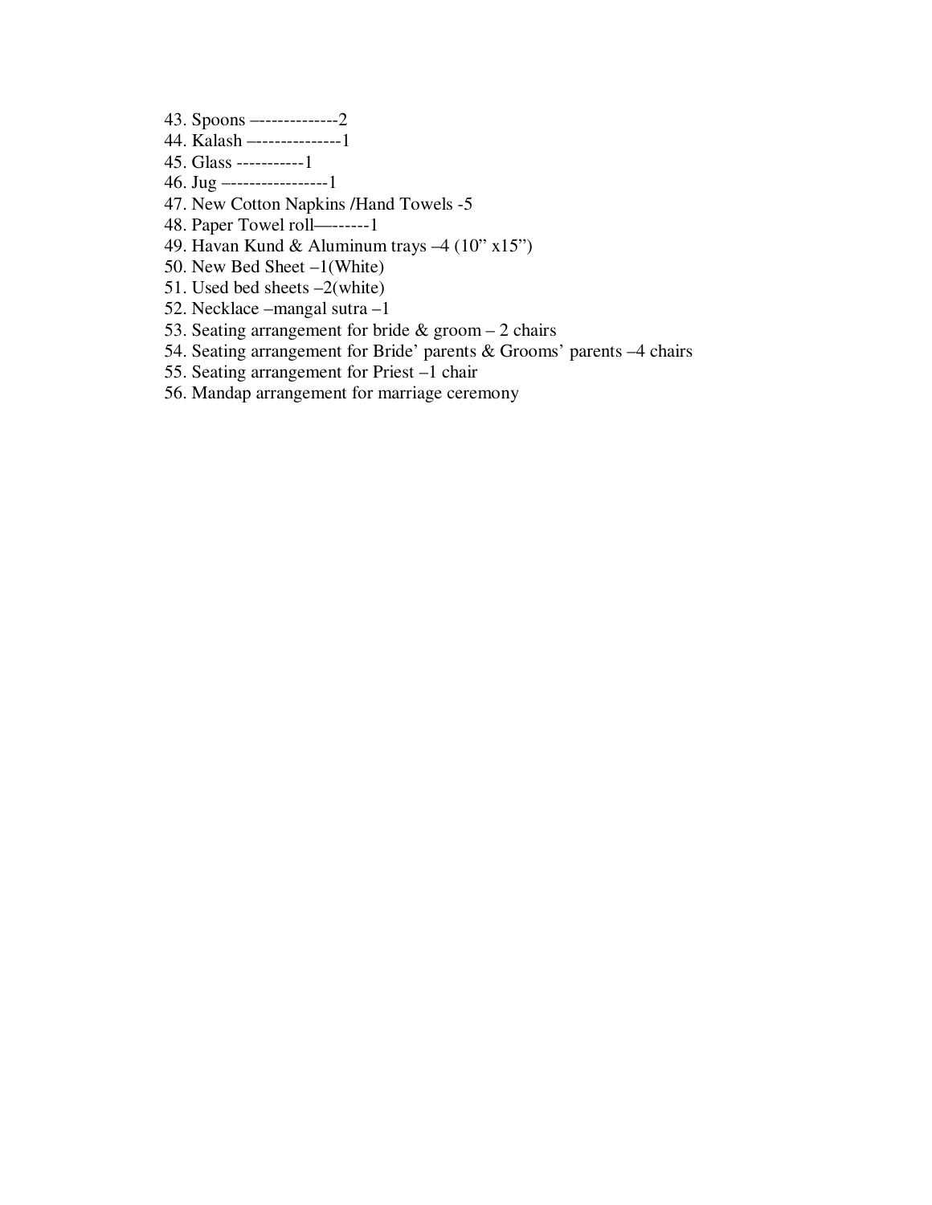43. Spoons --------------2
44. Kalash ---------------1
45. Glass -----------1
46. Jug -----------------1
47. New Cotton Napkins /Hand Towels -5
48. Paper Towel roll—------1
49. Havan Kund & Aluminum trays –4 (10” x15”)
50. New Bed Sheet –1(White)
51. Used bed sheets –2(white)
52. Necklace –mangal sutra –1
53. Seating arrangement for bride & groom – 2 chairs
54. Seating arrangement for Bride’ parents & Grooms’ parents –4 chairs
55. Seating arrangement for Priest –1 chair
56. Mandap arrangement for marriage ceremony